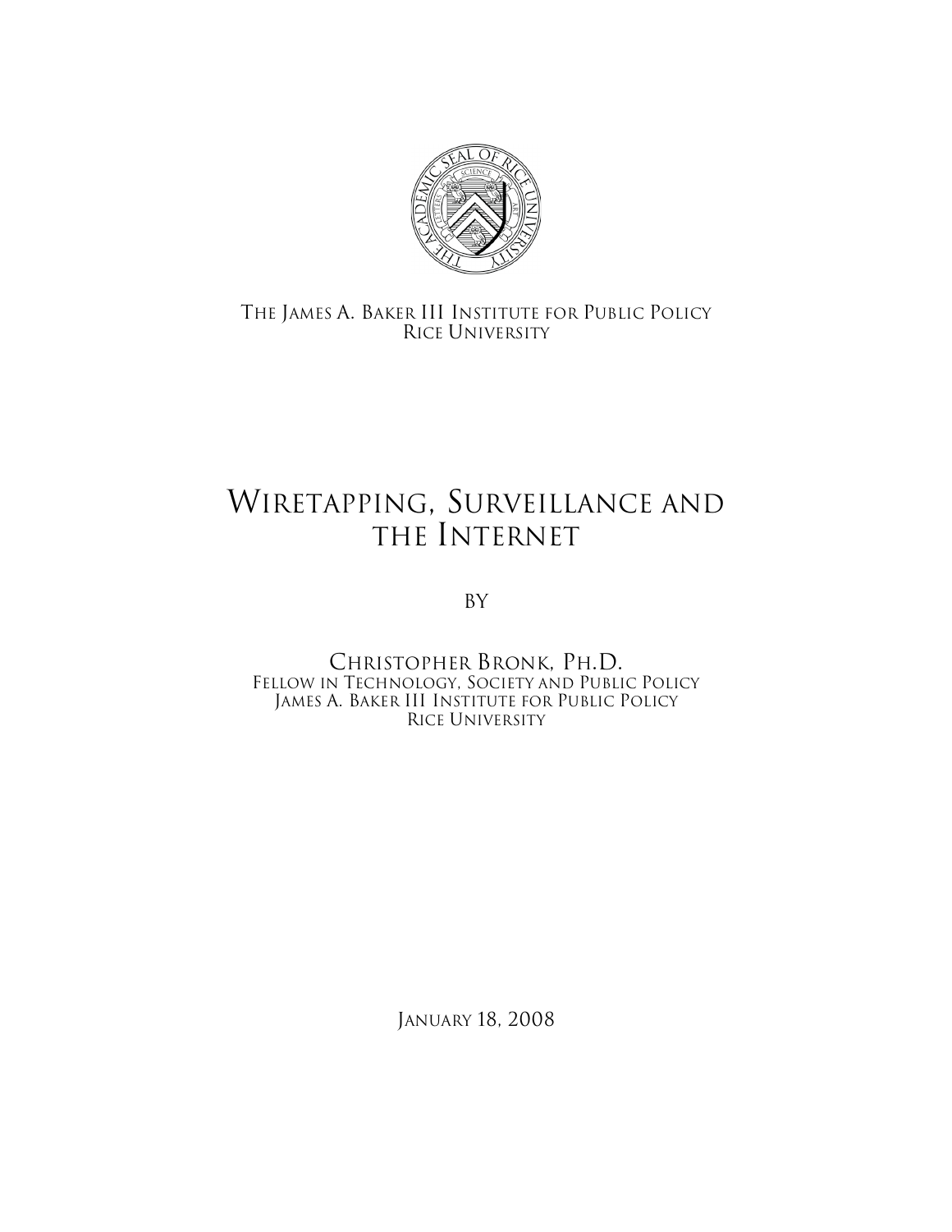The James A. Baker III Institute for Public Policy
Rice University

# Wiretapping, Surveillance and the Internet

by

Christopher Bronk, Ph.D.
Fellow in Technology, Society and Public Policy
James A. Baker III Institute for Public Policy
Rice University

January 18, 2008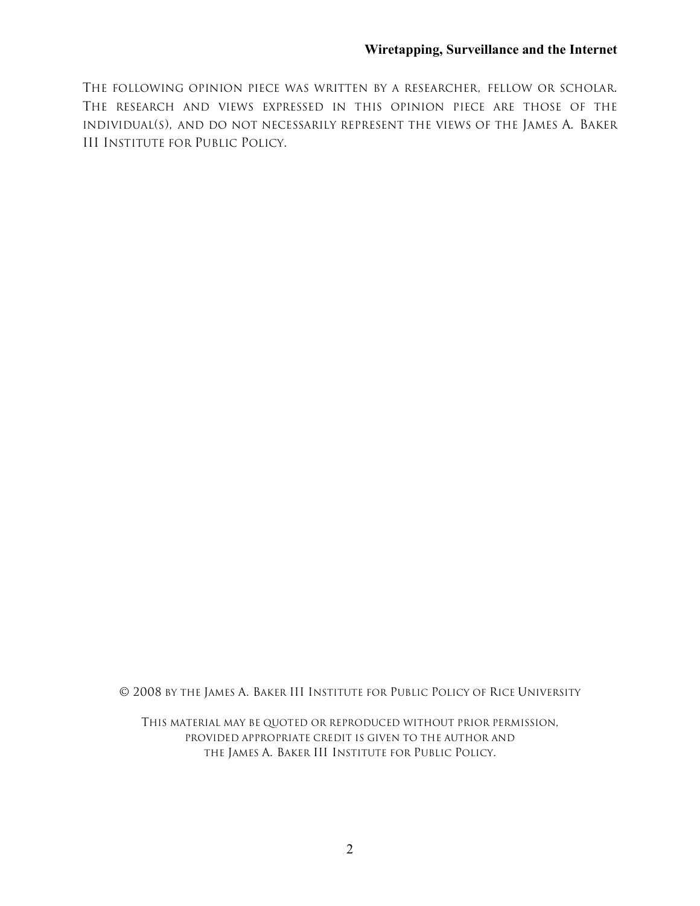The following opinion piece was written by a researcher, fellow or scholar. The research and views expressed in this opinion piece are those of the individual(s), and do not necessarily represent the views of the James A. Baker III Institute for Public Policy.

© 2008 by the James A. Baker III Institute for Public Policy of Rice University

This material may be quoted or reproduced without prior permission, provided appropriate credit is given to the author and the James A. Baker III Institute for Public Policy.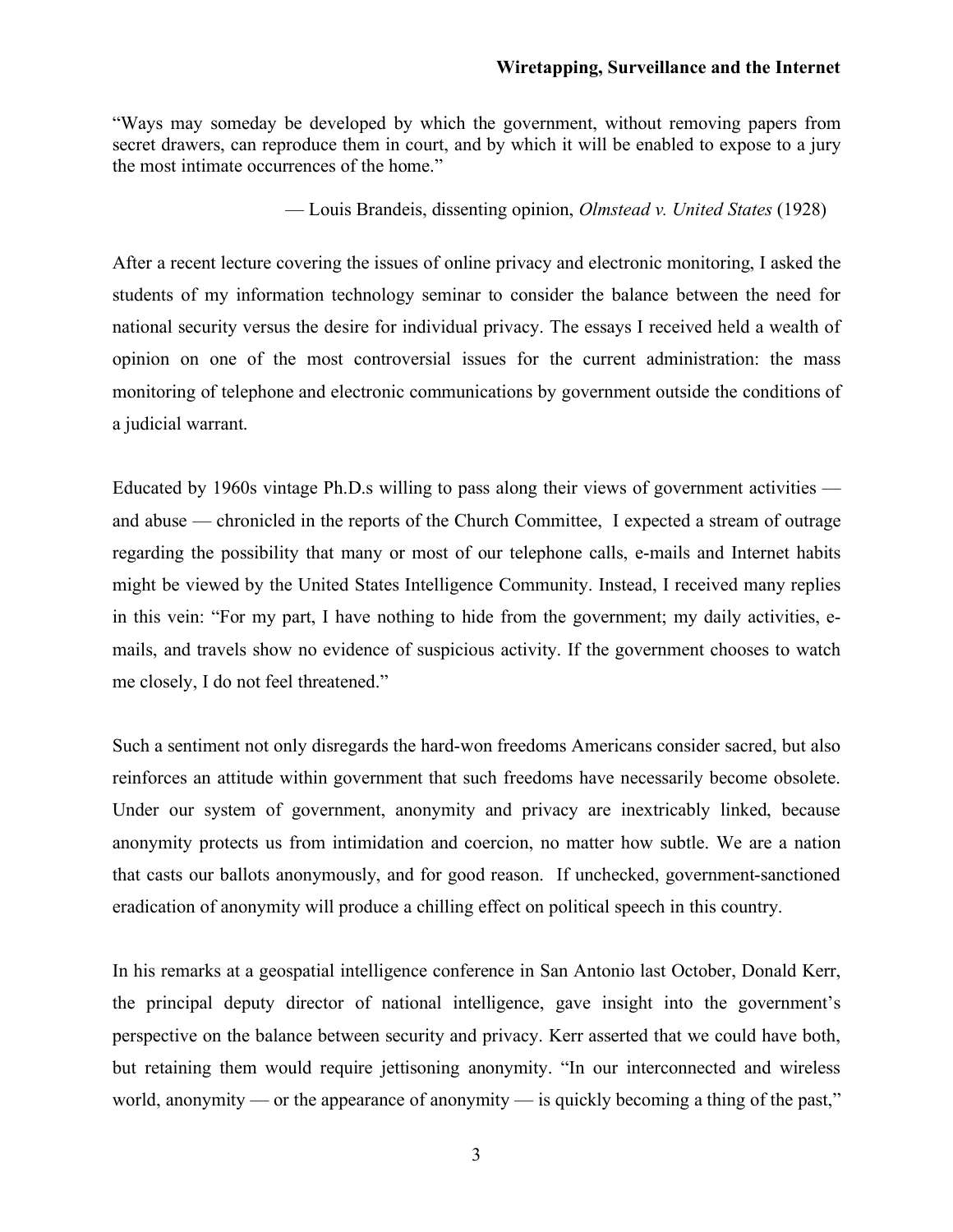"Ways may someday be developed by which the government, without removing papers from secret drawers, can reproduce them in court, and by which it will be enabled to expose to a jury the most intimate occurrences of the home."

— Louis Brandeis, dissenting opinion, *Olmstead v. United States* (1928)

After a recent lecture covering the issues of online privacy and electronic monitoring, I asked the students of my information technology seminar to consider the balance between the need for national security versus the desire for individual privacy. The essays I received held a wealth of opinion on one of the most controversial issues for the current administration: the mass monitoring of telephone and electronic communications by government outside the conditions of a judicial warrant.

Educated by 1960s vintage Ph.D.s willing to pass along their views of government activities — and abuse — chronicled in the reports of the Church Committee, I expected a stream of outrage regarding the possibility that many or most of our telephone calls, e-mails and Internet habits might be viewed by the United States Intelligence Community. Instead, I received many replies in this vein: "For my part, I have nothing to hide from the government; my daily activities, e-mails, and travels show no evidence of suspicious activity. If the government chooses to watch me closely, I do not feel threatened."

Such a sentiment not only disregards the hard-won freedoms Americans consider sacred, but also reinforces an attitude within government that such freedoms have necessarily become obsolete. Under our system of government, anonymity and privacy are inextricably linked, because anonymity protects us from intimidation and coercion, no matter how subtle. We are a nation that casts our ballots anonymously, and for good reason. If unchecked, government-sanctioned eradication of anonymity will produce a chilling effect on political speech in this country.

In his remarks at a geospatial intelligence conference in San Antonio last October, Donald Kerr, the principal deputy director of national intelligence, gave insight into the government's perspective on the balance between security and privacy. Kerr asserted that we could have both, but retaining them would require jettisoning anonymity. "In our interconnected and wireless world, anonymity — or the appearance of anonymity — is quickly becoming a thing of the past,"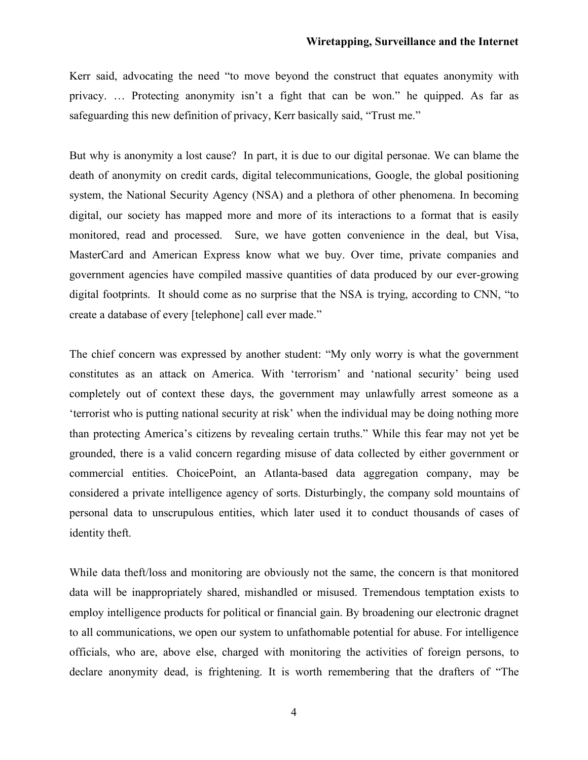Kerr said, advocating the need "to move beyond the construct that equates anonymity with privacy. … Protecting anonymity isn't a fight that can be won." he quipped. As far as safeguarding this new definition of privacy, Kerr basically said, "Trust me."

But why is anonymity a lost cause? In part, it is due to our digital personae. We can blame the death of anonymity on credit cards, digital telecommunications, Google, the global positioning system, the National Security Agency (NSA) and a plethora of other phenomena. In becoming digital, our society has mapped more and more of its interactions to a format that is easily monitored, read and processed. Sure, we have gotten convenience in the deal, but Visa, MasterCard and American Express know what we buy. Over time, private companies and government agencies have compiled massive quantities of data produced by our ever-growing digital footprints. It should come as no surprise that the NSA is trying, according to CNN, "to create a database of every [telephone] call ever made."

The chief concern was expressed by another student: "My only worry is what the government constitutes as an attack on America. With 'terrorism' and 'national security' being used completely out of context these days, the government may unlawfully arrest someone as a 'terrorist who is putting national security at risk' when the individual may be doing nothing more than protecting America's citizens by revealing certain truths." While this fear may not yet be grounded, there is a valid concern regarding misuse of data collected by either government or commercial entities. ChoicePoint, an Atlanta-based data aggregation company, may be considered a private intelligence agency of sorts. Disturbingly, the company sold mountains of personal data to unscrupulous entities, which later used it to conduct thousands of cases of identity theft.

While data theft/loss and monitoring are obviously not the same, the concern is that monitored data will be inappropriately shared, mishandled or misused. Tremendous temptation exists to employ intelligence products for political or financial gain. By broadening our electronic dragnet to all communications, we open our system to unfathomable potential for abuse. For intelligence officials, who are, above else, charged with monitoring the activities of foreign persons, to declare anonymity dead, is frightening. It is worth remembering that the drafters of "The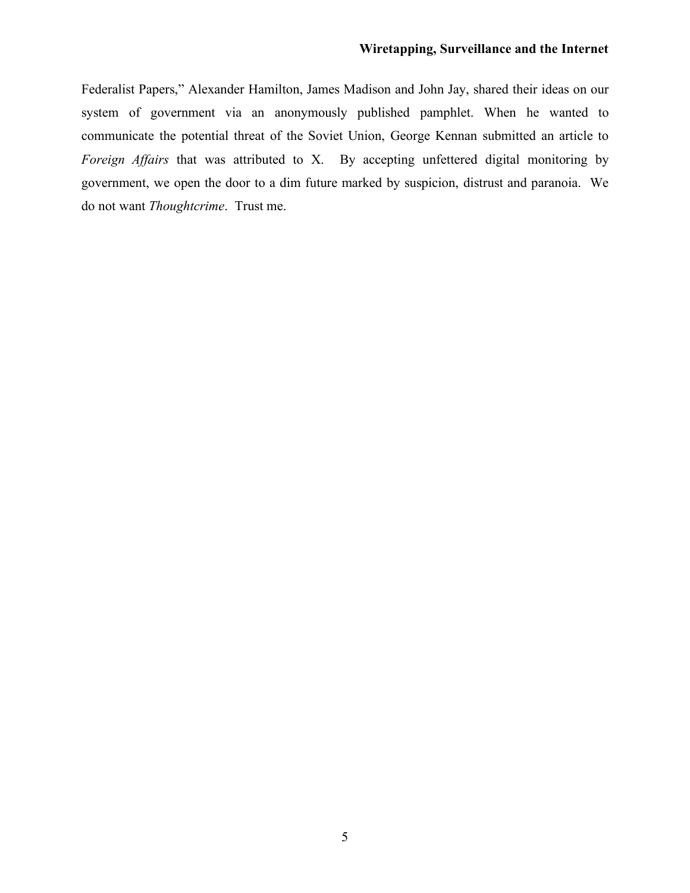Federalist Papers," Alexander Hamilton, James Madison and John Jay, shared their ideas on our system of government via an anonymously published pamphlet. When he wanted to communicate the potential threat of the Soviet Union, George Kennan submitted an article to *Foreign Affairs* that was attributed to X. By accepting unfettered digital monitoring by government, we open the door to a dim future marked by suspicion, distrust and paranoia. We do not want *Thoughtcrime*. Trust me.